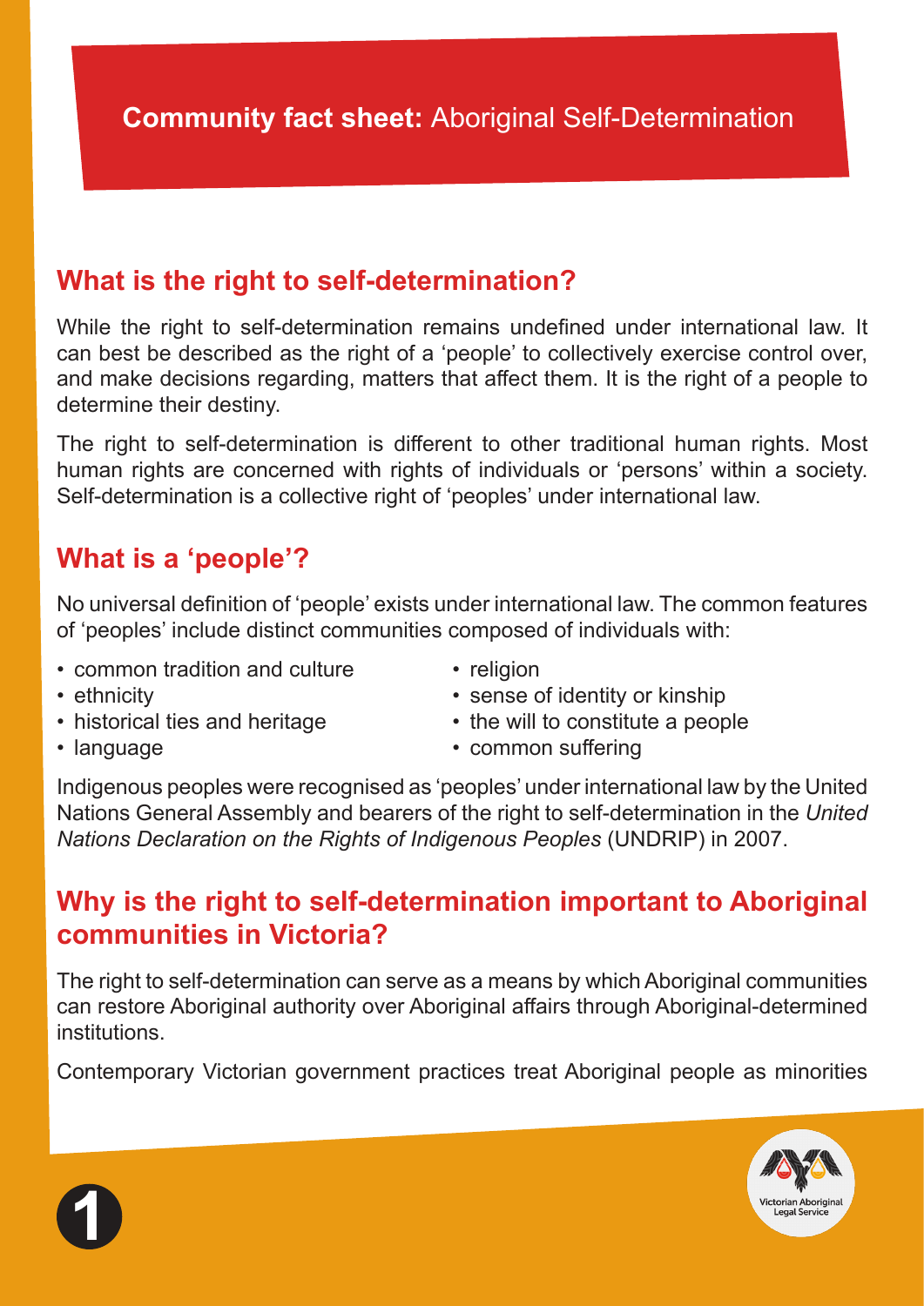# **Community fact sheet:** Aboriginal Self-Determination

## What is the right to self-determination?

While the right to self-determination remains undefined under international law. It can best be described as the right of a 'people' to collectively exercise control over, and make decisions regarding, matters that affect them. It is the right of a people to determine their destiny.

The right to self-determination is different to other traditional human rights. Most human rights are concerned with rights of individuals or 'persons' within a society. Self-determination is a collective right of 'peoples' under international law.

## What is a 'people'?

No universal definition of 'people' exists under international law. The common features of 'peoples' include distinct communities composed of individuals with:

- common tradition and culture
- ethnicity
- historical ties and heritage
- language
- religion
- sense of identity or kinship
- the will to constitute a people
- common suffering

Indigenous peoples were recognised as 'peoples' under international law by the United Nations General Assembly and bearers of the right to self-determination in the *United Nations Declaration on the Rights of Indigenous Peoples* (UNDRIP) in 2007.

## Why is the right to self-determination important to Aboriginal communities in Victoria?

The right to self-determination can serve as a means by which Aboriginal communities can restore Aboriginal authority over Aboriginal affairs through Aboriginal-determined institutions.

Contemporary Victorian government practices treat Aboriginal people as minorities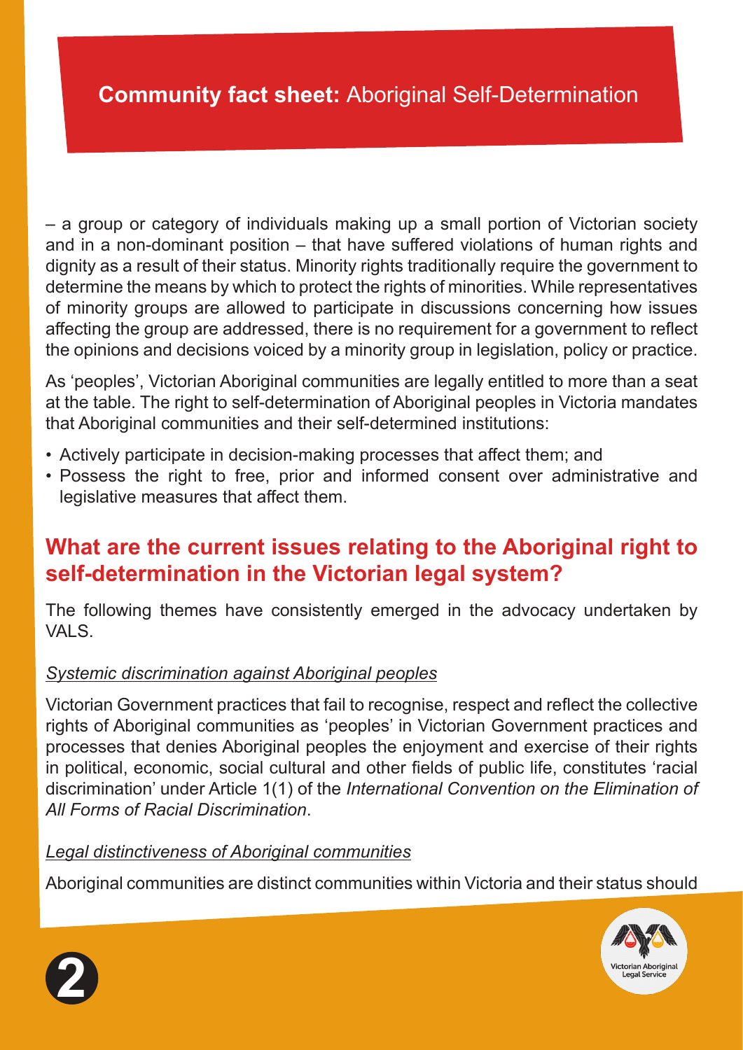– a group or category of individuals making up a small portion of Victorian society and in a non-dominant position – that have suffered violations of human rights and dignity as a result of their status. Minority rights traditionally require the government to determine the means by which to protect the rights of minorities. While representatives of minority groups are allowed to participate in discussions concerning how issues affecting the group are addressed, there is no requirement for a government to reflect the opinions and decisions voiced by a minority group in legislation, policy or practice.

As 'peoples', Victorian Aboriginal communities are legally entitled to more than a seat at the table. The right to self-determination of Aboriginal peoples in Victoria mandates that Aboriginal communities and their self-determined institutions:

- Actively participate in decision-making processes that affect them; and
- Possess the right to free, prior and informed consent over administrative and legislative measures that affect them.

## What are the current issues relating to the Aboriginal right to self-determination in the Victorian legal system?

The following themes have consistently emerged in the advocacy undertaken by VALS.

*Systemic discrimination against Aboriginal peoples*

Victorian Government practices that fail to recognise, respect and reflect the collective rights of Aboriginal communities as 'peoples' in Victorian Government practices and processes that denies Aboriginal peoples the enjoyment and exercise of their rights in political, economic, social cultural and other fields of public life, constitutes 'racial discrimination' under Article 1(1) of the *International Convention on the Elimination of All Forms of Racial Discrimination*.

*Legal distinctiveness of Aboriginal communities*

Aboriginal communities are distinct communities within Victoria and their status should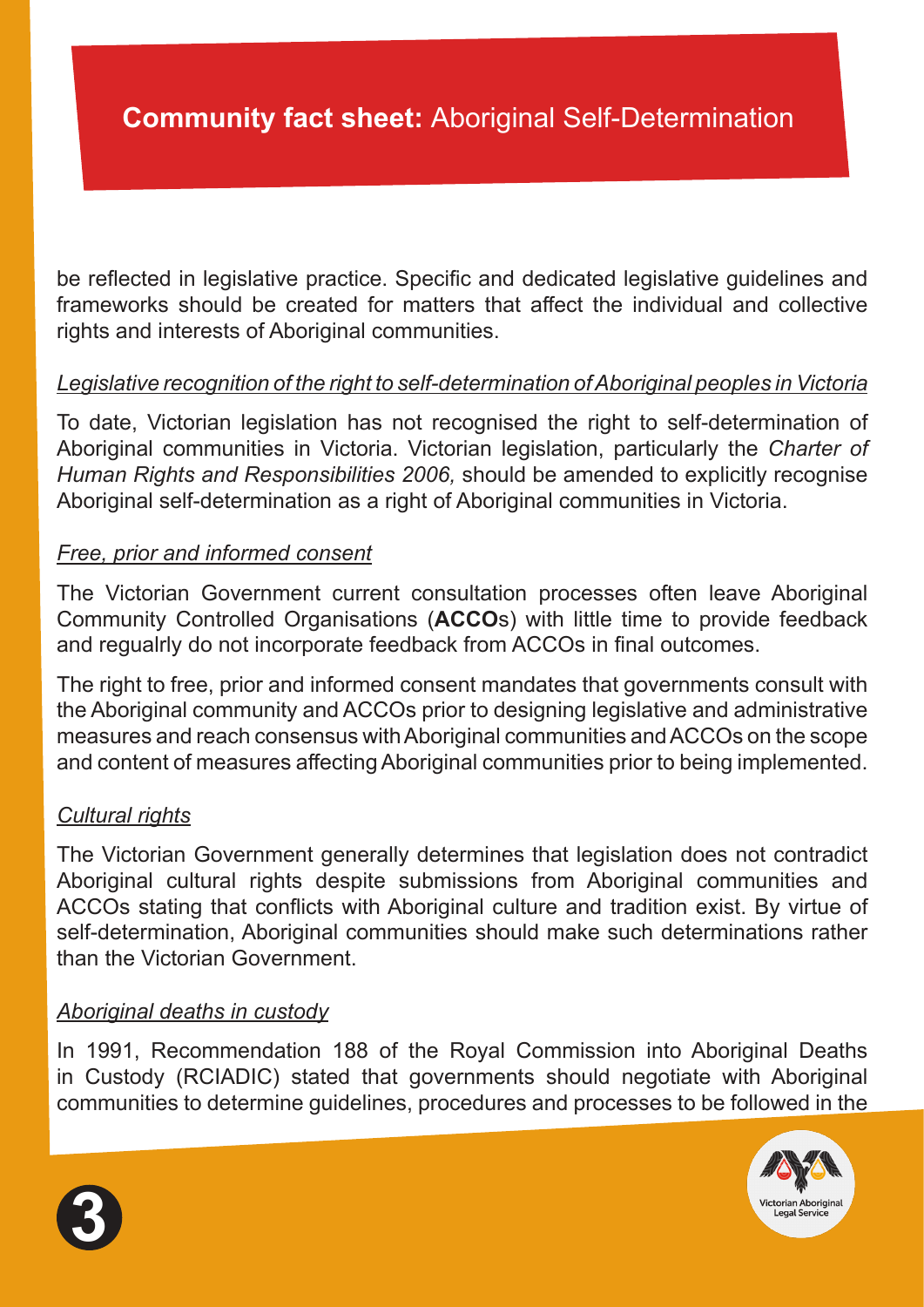be reflected in legislative practice. Specific and dedicated legislative guidelines and frameworks should be created for matters that affect the individual and collective rights and interests of Aboriginal communities.

### *Legislative recognition of the right to self-determination of Aboriginal peoples in Victoria*

To date, Victorian legislation has not recognised the right to self-determination of Aboriginal communities in Victoria. Victorian legislation, particularly the *Charter of Human Rights and Responsibilities 2006,* should be amended to explicitly recognise Aboriginal self-determination as a right of Aboriginal communities in Victoria.

### *Free, prior and informed consent*

The Victorian Government current consultation processes often leave Aboriginal Community Controlled Organisations (**ACCO**s) with little time to provide feedback and regualrly do not incorporate feedback from ACCOs in final outcomes.

The right to free, prior and informed consent mandates that governments consult with the Aboriginal community and ACCOs prior to designing legislative and administrative measures and reach consensus with Aboriginal communities and ACCOs on the scope and content of measures affecting Aboriginal communities prior to being implemented.

### *Cultural rights*

The Victorian Government generally determines that legislation does not contradict Aboriginal cultural rights despite submissions from Aboriginal communities and ACCOs stating that conflicts with Aboriginal culture and tradition exist. By virtue of self-determination, Aboriginal communities should make such determinations rather than the Victorian Government.

### *Aboriginal deaths in custody*

In 1991, Recommendation 188 of the Royal Commission into Aboriginal Deaths in Custody (RCIADIC) stated that governments should negotiate with Aboriginal communities to determine guidelines, procedures and processes to be followed in the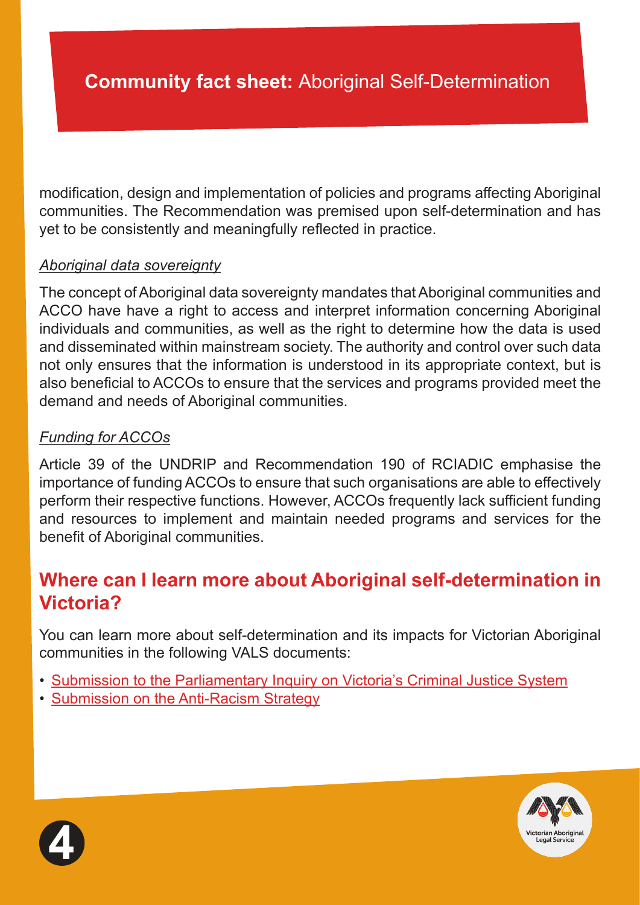modification, design and implementation of policies and programs affecting Aboriginal communities. The Recommendation was premised upon self-determination and has yet to be consistently and meaningfully reflected in practice.

*Aboriginal data sovereignty*

The concept of Aboriginal data sovereignty mandates that Aboriginal communities and ACCO have have a right to access and interpret information concerning Aboriginal individuals and communities, as well as the right to determine how the data is used and disseminated within mainstream society. The authority and control over such data not only ensures that the information is understood in its appropriate context, but is also beneficial to ACCOs to ensure that the services and programs provided meet the demand and needs of Aboriginal communities.

*Funding for ACCOs*

Article 39 of the UNDRIP and Recommendation 190 of RCIADIC emphasise the importance of funding ACCOs to ensure that such organisations are able to effectively perform their respective functions. However, ACCOs frequently lack sufficient funding and resources to implement and maintain needed programs and services for the benefit of Aboriginal communities.

## Where can I learn more about Aboriginal self-determination in Victoria?

You can learn more about self-determination and its impacts for Victorian Aboriginal communities in the following VALS documents:

- Submission to the Parliamentary Inquiry on Victoria's Criminal Justice System
- Submission on the Anti-Racism Strategy